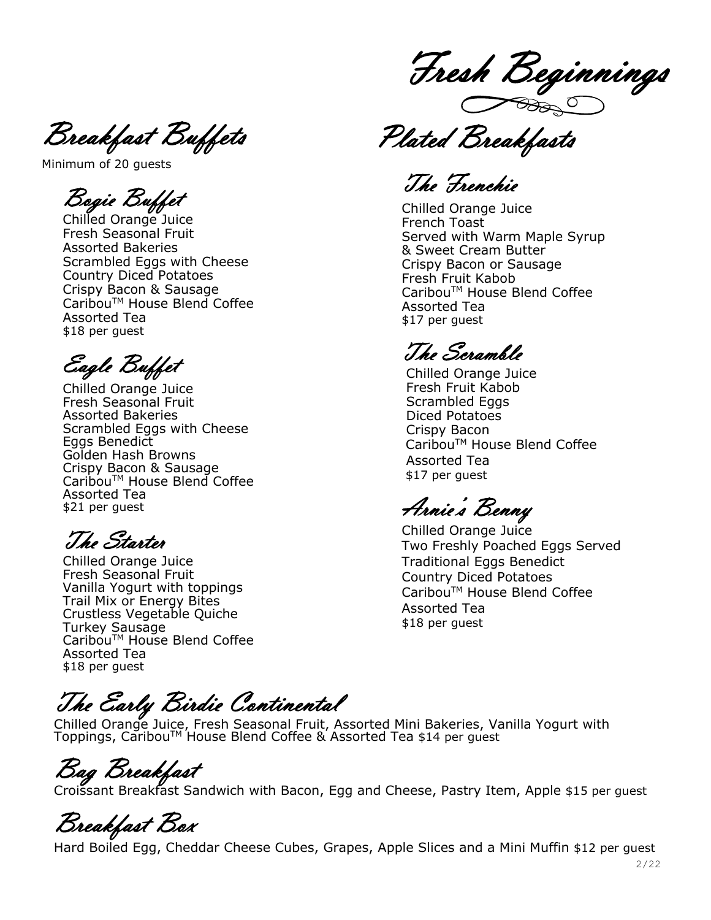# Fresh Beginnings

## Breakfast Buffets

Minimum of 20 guests

### Bogie Buffet

Chilled Orange Juice
Fresh Seasonal Fruit
Assorted Bakeries
Scrambled Eggs with Cheese
Country Diced Potatoes
Crispy Bacon & Sausage
Caribou™ House Blend Coffee
Assorted Tea
$18 per guest

### Eagle Buffet

Chilled Orange Juice
Fresh Seasonal Fruit
Assorted Bakeries
Scrambled Eggs with Cheese
Eggs Benedict
Golden Hash Browns
Crispy Bacon & Sausage
Caribou™ House Blend Coffee
Assorted Tea
$21 per guest

### The Starter

Chilled Orange Juice
Fresh Seasonal Fruit
Vanilla Yogurt with toppings
Trail Mix or Energy Bites
Crustless Vegetable Quiche
Turkey Sausage
Caribou™ House Blend Coffee
Assorted Tea
$18 per guest

## Plated Breakfasts

### The Frenchie

Chilled Orange Juice
French Toast
Served with Warm Maple Syrup
& Sweet Cream Butter
Crispy Bacon or Sausage
Fresh Fruit Kabob
Caribou™ House Blend Coffee
Assorted Tea
$17 per guest

### The Scramble

Chilled Orange Juice
Fresh Fruit Kabob
Scrambled Eggs
Diced Potatoes
Crispy Bacon
Caribou™ House Blend Coffee
Assorted Tea
$17 per guest

### Arnie's Benny

Chilled Orange Juice
Two Freshly Poached Eggs Served
Traditional Eggs Benedict
Country Diced Potatoes
Caribou™ House Blend Coffee
Assorted Tea
$18 per guest

## The Early Birdie Continental

Chilled Orange Juice, Fresh Seasonal Fruit, Assorted Mini Bakeries, Vanilla Yogurt with Toppings, Caribou™ House Blend Coffee & Assorted Tea $14 per guest

## Bag Breakfast

Croissant Breakfast Sandwich with Bacon, Egg and Cheese, Pastry Item, Apple $15 per guest

## Breakfast Box

Hard Boiled Egg, Cheddar Cheese Cubes, Grapes, Apple Slices and a Mini Muffin $12 per guest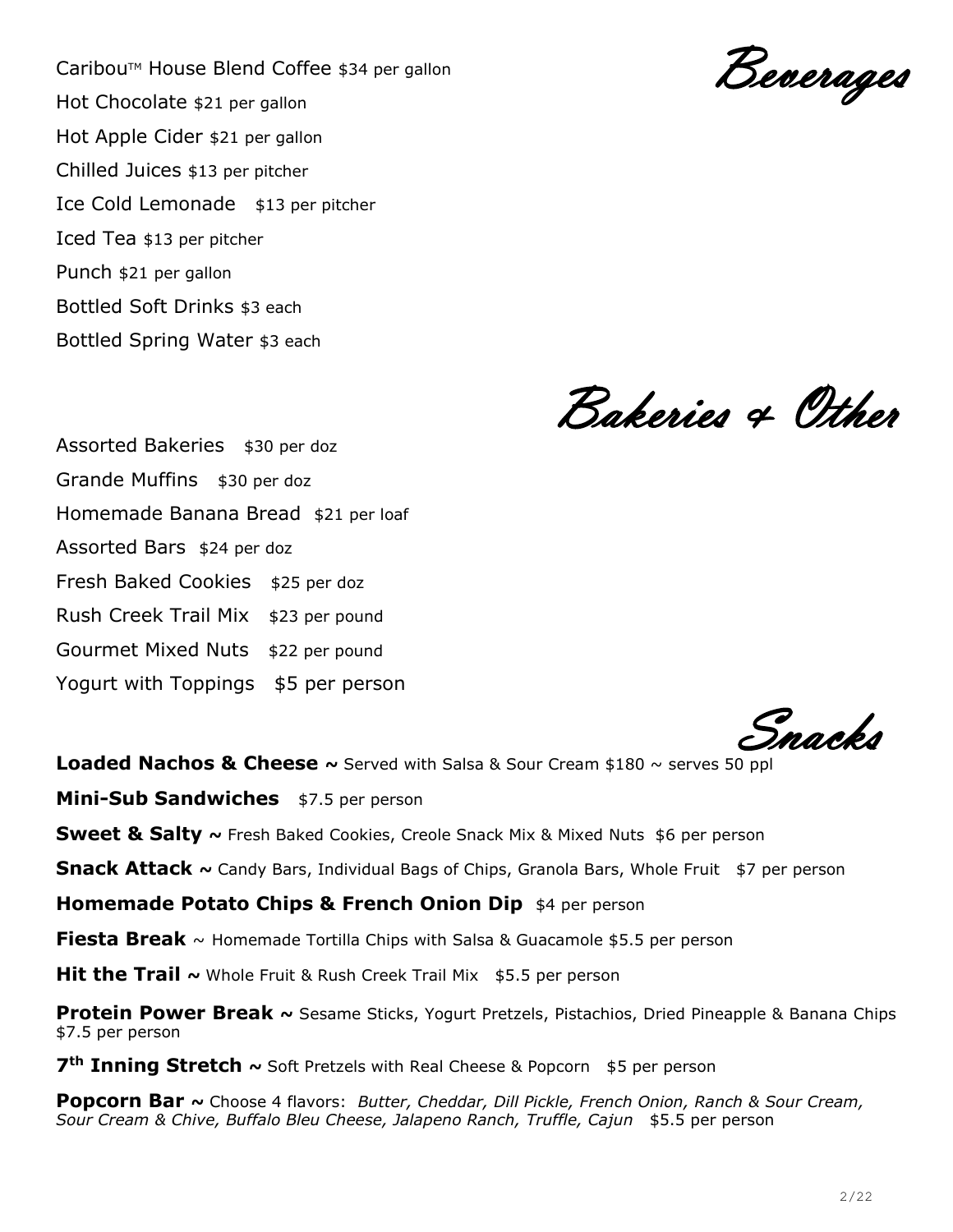## Beverages

Caribou™ House Blend Coffee $34 per gallon

Hot Chocolate $21 per gallon

Hot Apple Cider $21 per gallon

Chilled Juices $13 per pitcher

Ice Cold Lemonade $13 per pitcher

Iced Tea $13 per pitcher

Punch $21 per gallon

Bottled Soft Drinks $3 each

Bottled Spring Water $3 each

## Bakeries & Other

Assorted Bakeries $30 per doz

Grande Muffins $30 per doz

Homemade Banana Bread $21 per loaf

Assorted Bars $24 per doz

Fresh Baked Cookies $25 per doz

Rush Creek Trail Mix $23 per pound

Gourmet Mixed Nuts $22 per pound

Yogurt with Toppings $5 per person

## Snacks

**Loaded Nachos & Cheese ~** Served with Salsa & Sour Cream $180 ~ serves 50 ppl

**Mini-Sub Sandwiches** $7.5 per person

**Sweet & Salty ~** Fresh Baked Cookies, Creole Snack Mix & Mixed Nuts $6 per person

**Snack Attack ~** Candy Bars, Individual Bags of Chips, Granola Bars, Whole Fruit $7 per person

**Homemade Potato Chips & French Onion Dip** $4 per person

**Fiesta Break** ~ Homemade Tortilla Chips with Salsa & Guacamole $5.5 per person

**Hit the Trail ~** Whole Fruit & Rush Creek Trail Mix $5.5 per person

**Protein Power Break ~** Sesame Sticks, Yogurt Pretzels, Pistachios, Dried Pineapple & Banana Chips $7.5 per person

**7th Inning Stretch ~** Soft Pretzels with Real Cheese & Popcorn $5 per person

**Popcorn Bar ~** Choose 4 flavors: *Butter, Cheddar, Dill Pickle, French Onion, Ranch & Sour Cream, Sour Cream & Chive, Buffalo Bleu Cheese, Jalapeno Ranch, Truffle, Cajun* $5.5 per person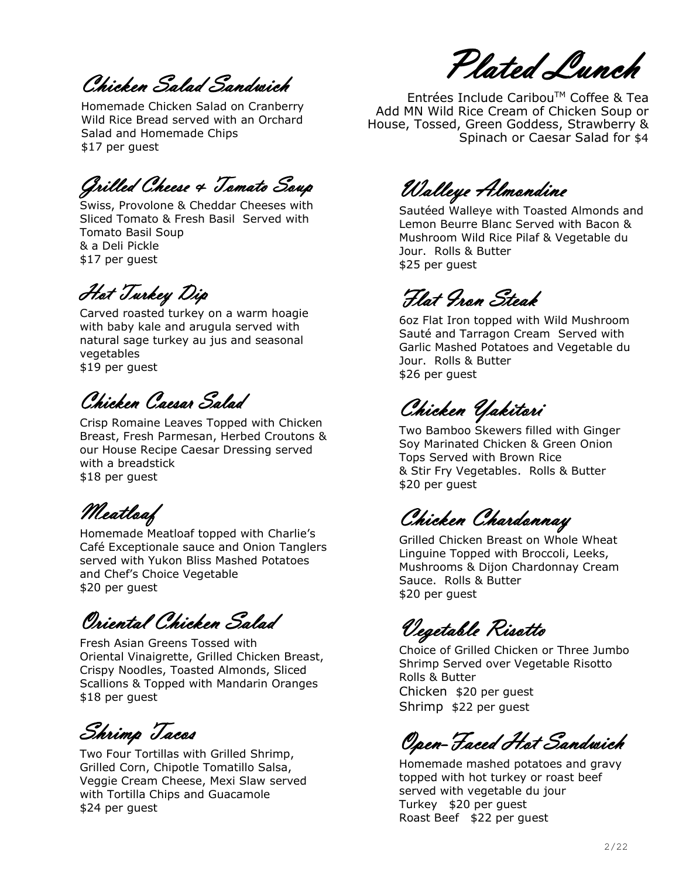# Plated Lunch

Entrées Include Caribou™ Coffee & Tea
Add MN Wild Rice Cream of Chicken Soup or House, Tossed, Green Goddess, Strawberry & Spinach or Caesar Salad for $4

## Chicken Salad Sandwich

Homemade Chicken Salad on Cranberry Wild Rice Bread served with an Orchard Salad and Homemade Chips
$17 per guest

## Grilled Cheese & Tomato Soup

Swiss, Provolone & Cheddar Cheeses with Sliced Tomato & Fresh Basil Served with Tomato Basil Soup
& a Deli Pickle
$17 per guest

## Hot Turkey Dip

Carved roasted turkey on a warm hoagie with baby kale and arugula served with natural sage turkey au jus and seasonal vegetables
$19 per guest

## Chicken Caesar Salad

Crisp Romaine Leaves Topped with Chicken Breast, Fresh Parmesan, Herbed Croutons & our House Recipe Caesar Dressing served with a breadstick
$18 per guest

## Meatloaf

Homemade Meatloaf topped with Charlie's Café Exceptionale sauce and Onion Tanglers served with Yukon Bliss Mashed Potatoes and Chef's Choice Vegetable
$20 per guest

## Oriental Chicken Salad

Fresh Asian Greens Tossed with Oriental Vinaigrette, Grilled Chicken Breast, Crispy Noodles, Toasted Almonds, Sliced Scallions & Topped with Mandarin Oranges
$18 per guest

## Shrimp Tacos

Two Four Tortillas with Grilled Shrimp, Grilled Corn, Chipotle Tomatillo Salsa, Veggie Cream Cheese, Mexi Slaw served with Tortilla Chips and Guacamole
$24 per guest

## Walleye Almondine

Sautéed Walleye with Toasted Almonds and Lemon Beurre Blanc Served with Bacon & Mushroom Wild Rice Pilaf & Vegetable du Jour. Rolls & Butter
$25 per guest

## Flat Iron Steak

6oz Flat Iron topped with Wild Mushroom Sauté and Tarragon Cream Served with Garlic Mashed Potatoes and Vegetable du Jour. Rolls & Butter
$26 per guest

## Chicken Yakitori

Two Bamboo Skewers filled with Ginger Soy Marinated Chicken & Green Onion Tops Served with Brown Rice
& Stir Fry Vegetables. Rolls & Butter
$20 per guest

## Chicken Chardonnay

Grilled Chicken Breast on Whole Wheat Linguine Topped with Broccoli, Leeks, Mushrooms & Dijon Chardonnay Cream Sauce. Rolls & Butter
$20 per guest

## Vegetable Risotto

Choice of Grilled Chicken or Three Jumbo Shrimp Served over Vegetable Risotto
Rolls & Butter
Chicken $20 per guest
Shrimp $22 per guest

## Open-Faced Hot Sandwich

Homemade mashed potatoes and gravy topped with hot turkey or roast beef served with vegetable du jour
Turkey $20 per guest
Roast Beef $22 per guest

2/22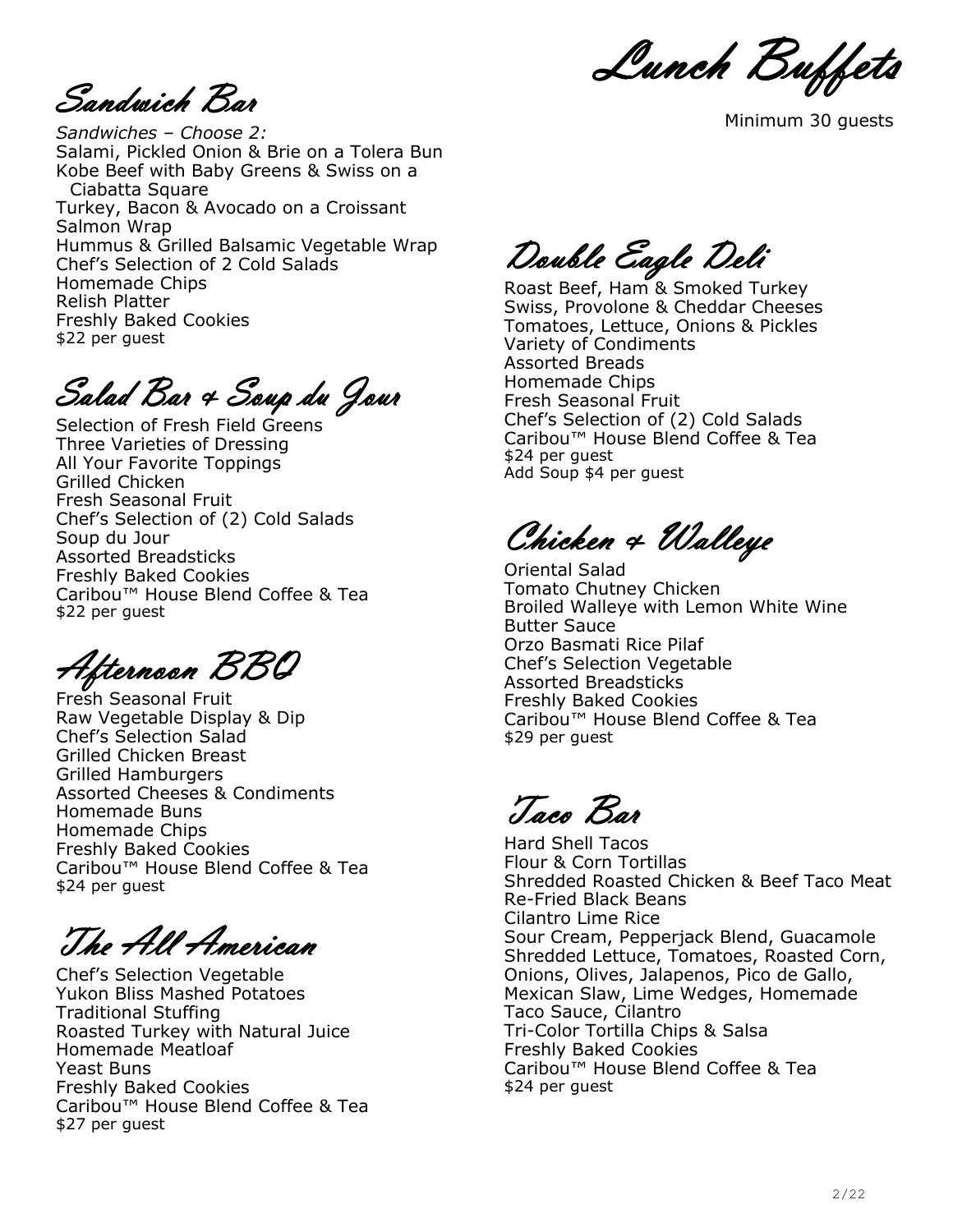# Lunch Buffets

Minimum 30 guests

## Sandwich Bar

*Sandwiches – Choose 2:*
Salami, Pickled Onion & Brie on a Tolera Bun
Kobe Beef with Baby Greens & Swiss on a Ciabatta Square
Turkey, Bacon & Avocado on a Croissant
Salmon Wrap
Hummus & Grilled Balsamic Vegetable Wrap
Chef's Selection of 2 Cold Salads
Homemade Chips
Relish Platter
Freshly Baked Cookies
$22 per guest

## Salad Bar & Soup du Jour

Selection of Fresh Field Greens
Three Varieties of Dressing
All Your Favorite Toppings
Grilled Chicken
Fresh Seasonal Fruit
Chef's Selection of (2) Cold Salads
Soup du Jour
Assorted Breadsticks
Freshly Baked Cookies
Caribou™ House Blend Coffee & Tea
$22 per guest

## Afternoon BBQ

Fresh Seasonal Fruit
Raw Vegetable Display & Dip
Chef's Selection Salad
Grilled Chicken Breast
Grilled Hamburgers
Assorted Cheeses & Condiments
Homemade Buns
Homemade Chips
Freshly Baked Cookies
Caribou™ House Blend Coffee & Tea
$24 per guest

## The All American

Chef's Selection Vegetable
Yukon Bliss Mashed Potatoes
Traditional Stuffing
Roasted Turkey with Natural Juice
Homemade Meatloaf
Yeast Buns
Freshly Baked Cookies
Caribou™ House Blend Coffee & Tea
$27 per guest

## Double Eagle Deli

Roast Beef, Ham & Smoked Turkey
Swiss, Provolone & Cheddar Cheeses
Tomatoes, Lettuce, Onions & Pickles
Variety of Condiments
Assorted Breads
Homemade Chips
Fresh Seasonal Fruit
Chef's Selection of (2) Cold Salads
Caribou™ House Blend Coffee & Tea
$24 per guest
Add Soup $4 per guest

## Chicken & Walleye

Oriental Salad
Tomato Chutney Chicken
Broiled Walleye with Lemon White Wine Butter Sauce
Orzo Basmati Rice Pilaf
Chef's Selection Vegetable
Assorted Breadsticks
Freshly Baked Cookies
Caribou™ House Blend Coffee & Tea
$29 per guest

## Taco Bar

Hard Shell Tacos
Flour & Corn Tortillas
Shredded Roasted Chicken & Beef Taco Meat
Re-Fried Black Beans
Cilantro Lime Rice
Sour Cream, Pepperjack Blend, Guacamole
Shredded Lettuce, Tomatoes, Roasted Corn, Onions, Olives, Jalapenos, Pico de Gallo, Mexican Slaw, Lime Wedges, Homemade Taco Sauce, Cilantro
Tri-Color Tortilla Chips & Salsa
Freshly Baked Cookies
Caribou™ House Blend Coffee & Tea
$24 per guest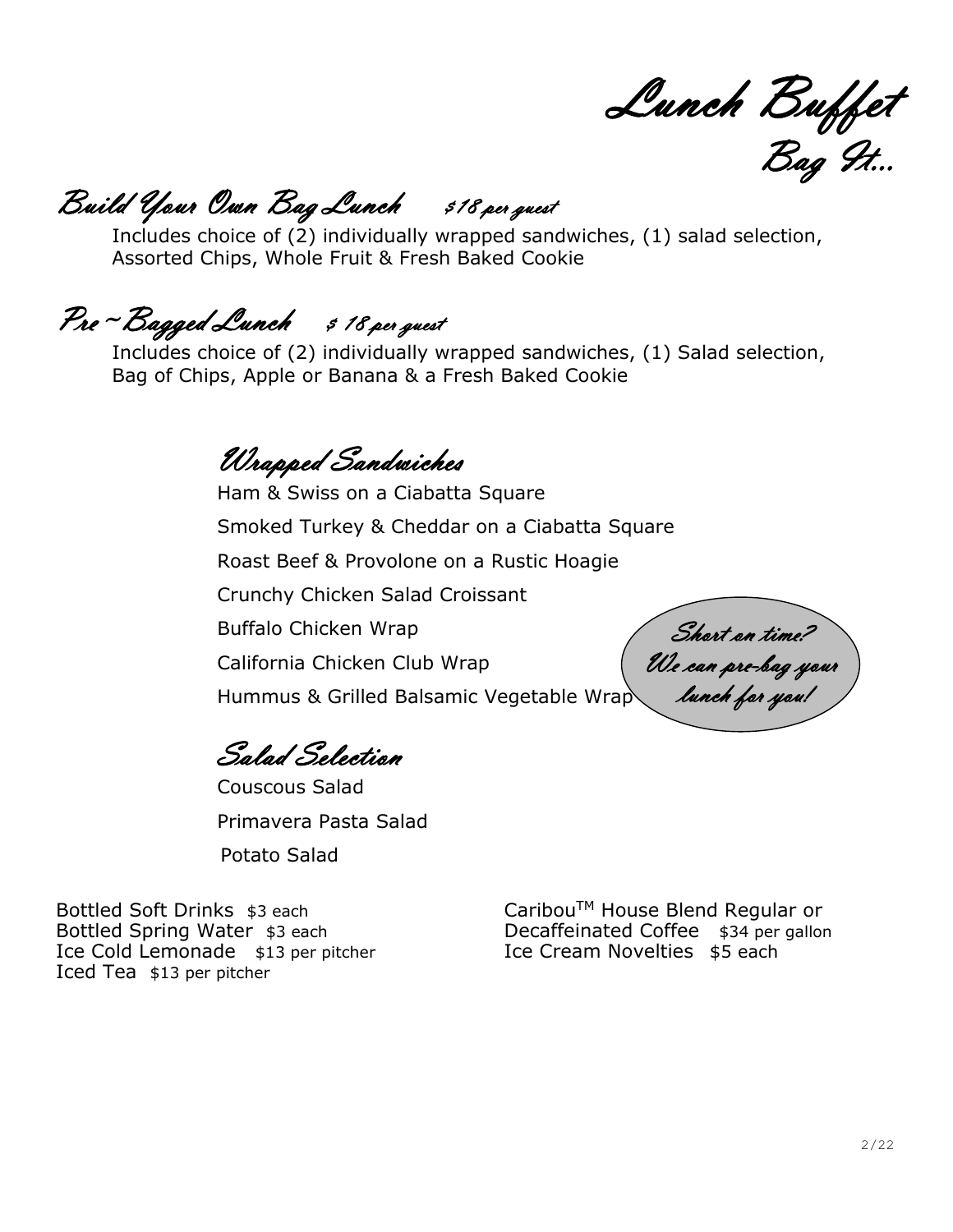# Lunch Buffet

## Bag It...

### Build Your Own Bag Lunch $18 per guest

Includes choice of (2) individually wrapped sandwiches, (1) salad selection, Assorted Chips, Whole Fruit & Fresh Baked Cookie

### Pre ~ Bagged Lunch $ 18 per guest

Includes choice of (2) individually wrapped sandwiches, (1) Salad selection, Bag of Chips, Apple or Banana & a Fresh Baked Cookie

### Wrapped Sandwiches

Ham & Swiss on a Ciabatta Square

Smoked Turkey & Cheddar on a Ciabatta Square

Roast Beef & Provolone on a Rustic Hoagie

Crunchy Chicken Salad Croissant

Buffalo Chicken Wrap

California Chicken Club Wrap

Hummus & Grilled Balsamic Vegetable Wrap

*Short on time? We can pre-bag your lunch for you!*

### Salad Selection

Couscous Salad

Primavera Pasta Salad

Potato Salad

Bottled Soft Drinks $3 each
Bottled Spring Water $3 each
Ice Cold Lemonade $13 per pitcher
Iced Tea $13 per pitcher

Caribou™ House Blend Regular or Decaffeinated Coffee $34 per gallon
Ice Cream Novelties $5 each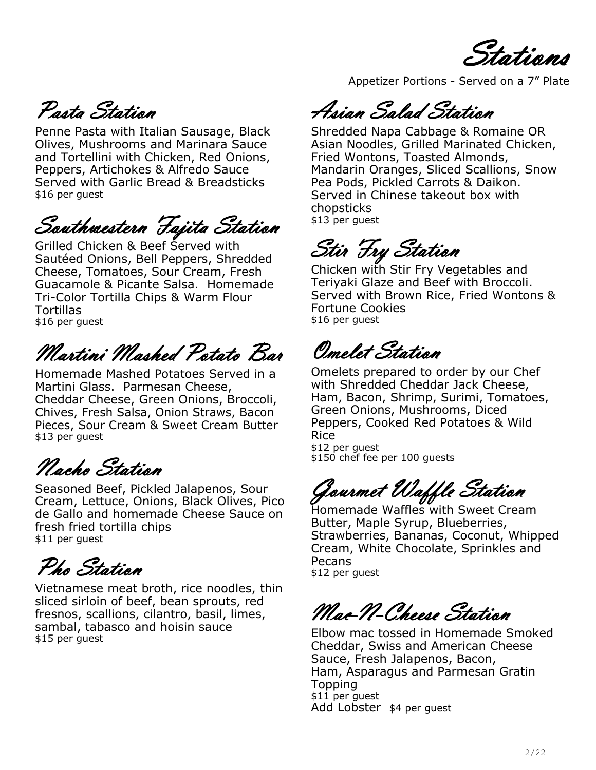# Stations

Appetizer Portions - Served on a 7" Plate

## Pasta Station

Penne Pasta with Italian Sausage, Black Olives, Mushrooms and Marinara Sauce and Tortellini with Chicken, Red Onions, Peppers, Artichokes & Alfredo Sauce Served with Garlic Bread & Breadsticks
$16 per guest

## Southwestern Fajita Station

Grilled Chicken & Beef Served with Sautéed Onions, Bell Peppers, Shredded Cheese, Tomatoes, Sour Cream, Fresh Guacamole & Picante Salsa. Homemade Tri-Color Tortilla Chips & Warm Flour Tortillas
$16 per guest

## Martini Mashed Potato Bar

Homemade Mashed Potatoes Served in a Martini Glass. Parmesan Cheese, Cheddar Cheese, Green Onions, Broccoli, Chives, Fresh Salsa, Onion Straws, Bacon Pieces, Sour Cream & Sweet Cream Butter
$13 per guest

## Nacho Station

Seasoned Beef, Pickled Jalapenos, Sour Cream, Lettuce, Onions, Black Olives, Pico de Gallo and homemade Cheese Sauce on fresh fried tortilla chips
$11 per guest

## Pho Station

Vietnamese meat broth, rice noodles, thin sliced sirloin of beef, bean sprouts, red fresnos, scallions, cilantro, basil, limes, sambal, tabasco and hoisin sauce
$15 per guest

## Asian Salad Station

Shredded Napa Cabbage & Romaine OR Asian Noodles, Grilled Marinated Chicken, Fried Wontons, Toasted Almonds, Mandarin Oranges, Sliced Scallions, Snow Pea Pods, Pickled Carrots & Daikon. Served in Chinese takeout box with chopsticks
$13 per guest

## Stir Fry Station

Chicken with Stir Fry Vegetables and Teriyaki Glaze and Beef with Broccoli. Served with Brown Rice, Fried Wontons & Fortune Cookies
$16 per guest

## Omelet Station

Omelets prepared to order by our Chef with Shredded Cheddar Jack Cheese, Ham, Bacon, Shrimp, Surimi, Tomatoes, Green Onions, Mushrooms, Diced Peppers, Cooked Red Potatoes & Wild Rice
$12 per guest
$150 chef fee per 100 guests

## Gourmet Waffle Station

Homemade Waffles with Sweet Cream Butter, Maple Syrup, Blueberries, Strawberries, Bananas, Coconut, Whipped Cream, White Chocolate, Sprinkles and Pecans
$12 per guest

## Mac-N-Cheese Station

Elbow mac tossed in Homemade Smoked Cheddar, Swiss and American Cheese Sauce, Fresh Jalapenos, Bacon, Ham, Asparagus and Parmesan Gratin Topping
$11 per guest
Add Lobster $4 per guest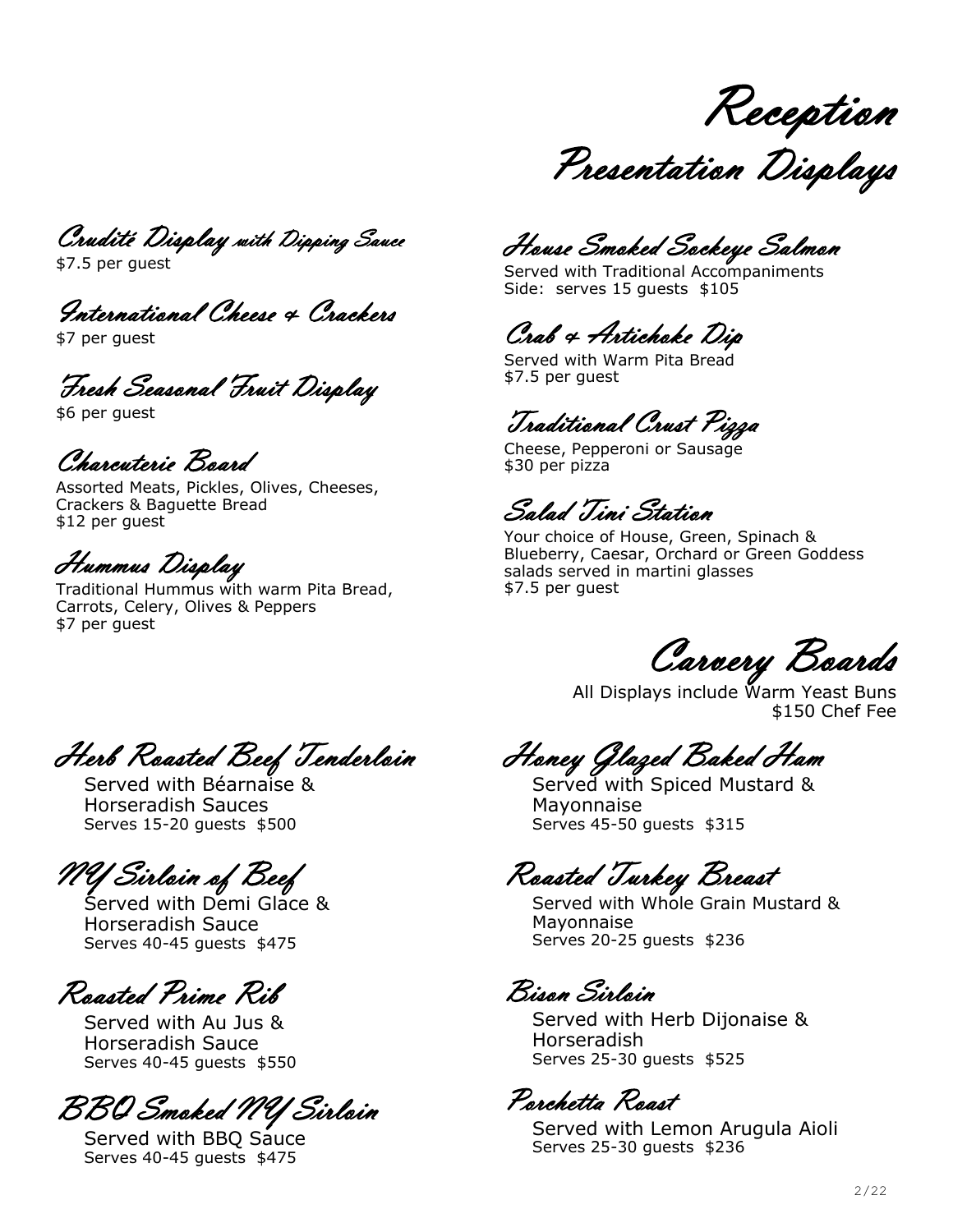# Reception Presentation Displays

### Crudité Display with Dipping Sauce
$7.5 per guest

### International Cheese & Crackers
$7 per guest

### Fresh Seasonal Fruit Display
$6 per guest

### Charcuterie Board
Assorted Meats, Pickles, Olives, Cheeses, Crackers & Baguette Bread
$12 per guest

### Hummus Display
Traditional Hummus with warm Pita Bread, Carrots, Celery, Olives & Peppers
$7 per guest

### House Smoked Sockeye Salmon
Served with Traditional Accompaniments
Side: serves 15 guests $105

### Crab & Artichoke Dip
Served with Warm Pita Bread
$7.5 per guest

### Traditional Crust Pizza
Cheese, Pepperoni or Sausage
$30 per pizza

### Salad Tini Station
Your choice of House, Green, Spinach & Blueberry, Caesar, Orchard or Green Goddess salads served in martini glasses
$7.5 per guest

## Carvery Boards

All Displays include Warm Yeast Buns
$150 Chef Fee

### Herb Roasted Beef Tenderloin
Served with Béarnaise & Horseradish Sauces
Serves 15-20 guests $500

### NY Sirloin of Beef
Served with Demi Glace & Horseradish Sauce
Serves 40-45 guests $475

### Roasted Prime Rib
Served with Au Jus & Horseradish Sauce
Serves 40-45 guests $550

### BBQ Smoked NY Sirloin
Served with BBQ Sauce
Serves 40-45 guests $475

### Honey Glazed Baked Ham
Served with Spiced Mustard & Mayonnaise
Serves 45-50 guests $315

### Roasted Turkey Breast
Served with Whole Grain Mustard & Mayonnaise
Serves 20-25 guests $236

### Bison Sirloin
Served with Herb Dijonaise & Horseradish
Serves 25-30 guests $525

### Porchetta Roast
Served with Lemon Arugula Aioli
Serves 25-30 guests $236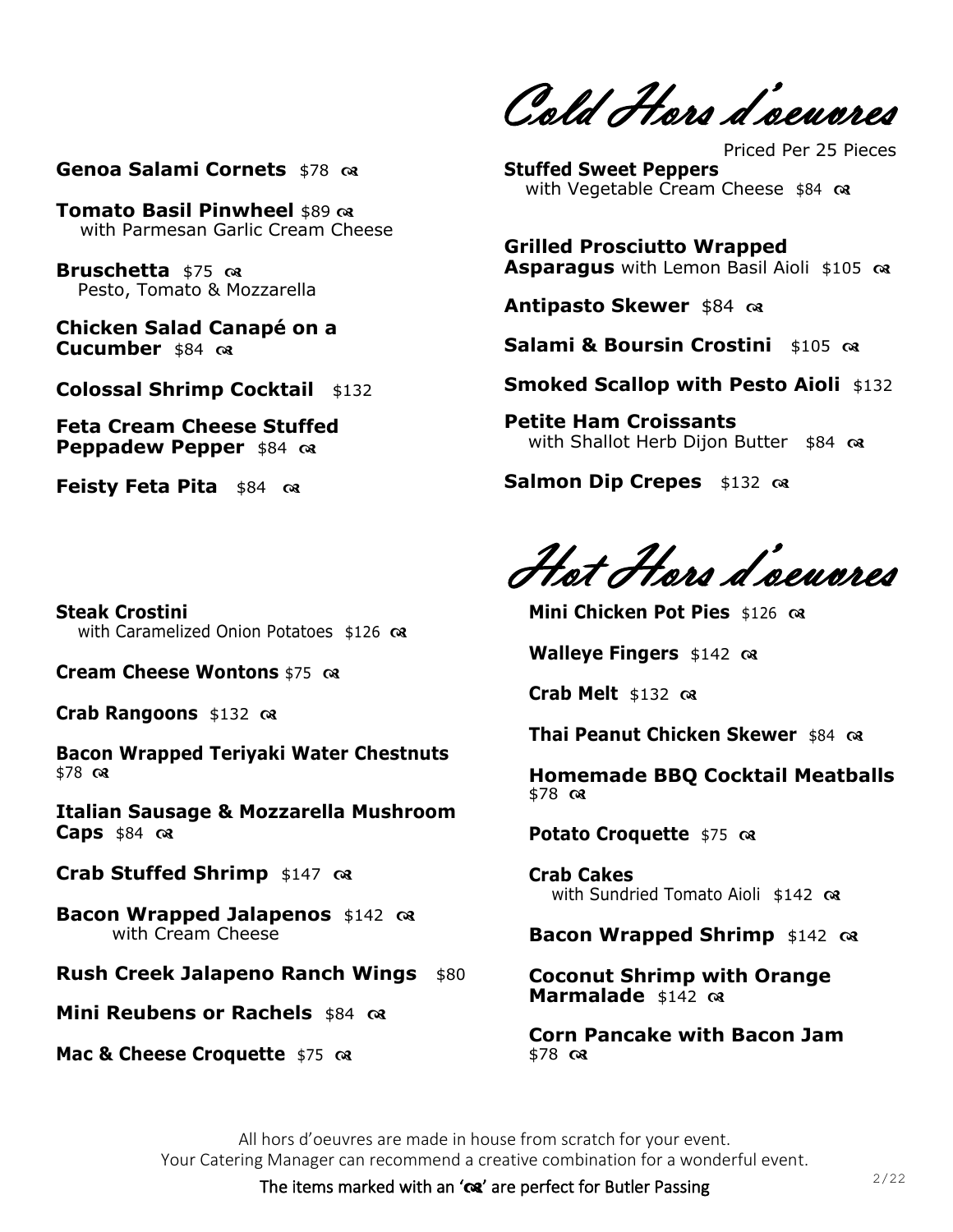# Cold Hors d'oeuvres

Priced Per 25 Pieces

**Genoa Salami Cornets** $78 ☙

**Tomato Basil Pinwheel** $89 ☙
with Parmesan Garlic Cream Cheese

**Bruschetta** $75 ☙
Pesto, Tomato & Mozzarella

**Chicken Salad Canapé on a Cucumber** $84 ☙

**Colossal Shrimp Cocktail** $132

**Feta Cream Cheese Stuffed Peppadew Pepper** $84 ☙

**Feisty Feta Pita** $84 ☙

**Stuffed Sweet Peppers**
with Vegetable Cream Cheese $84 ☙

**Grilled Prosciutto Wrapped Asparagus** with Lemon Basil Aioli $105 ☙

**Antipasto Skewer** $84 ☙

**Salami & Boursin Crostini** $105 ☙

**Smoked Scallop with Pesto Aioli** $132

**Petite Ham Croissants**
with Shallot Herb Dijon Butter $84 ☙

**Salmon Dip Crepes** $132 ☙

# Hot Hors d'oeuvres

**Steak Crostini**
with Caramelized Onion Potatoes $126 ☙

**Cream Cheese Wontons** $75 ☙

**Crab Rangoons** $132 ☙

**Bacon Wrapped Teriyaki Water Chestnuts** $78 ☙

**Italian Sausage & Mozzarella Mushroom Caps** $84 ☙

**Crab Stuffed Shrimp** $147 ☙

**Bacon Wrapped Jalapenos** $142 ☙
with Cream Cheese

**Rush Creek Jalapeno Ranch Wings** $80

**Mini Reubens or Rachels** $84 ☙

**Mac & Cheese Croquette** $75 ☙

**Mini Chicken Pot Pies** $126 ☙

**Walleye Fingers** $142 ☙

**Crab Melt** $132 ☙

**Thai Peanut Chicken Skewer** $84 ☙

**Homemade BBQ Cocktail Meatballs** $78 ☙

**Potato Croquette** $75 ☙

**Crab Cakes**
with Sundried Tomato Aioli $142 ☙

**Bacon Wrapped Shrimp** $142 ☙

**Coconut Shrimp with Orange Marmalade** $142 ☙

**Corn Pancake with Bacon Jam** $78 ☙

All hors d'oeuvres are made in house from scratch for your event.
Your Catering Manager can recommend a creative combination for a wonderful event.

The items marked with an '☙' are perfect for Butler Passing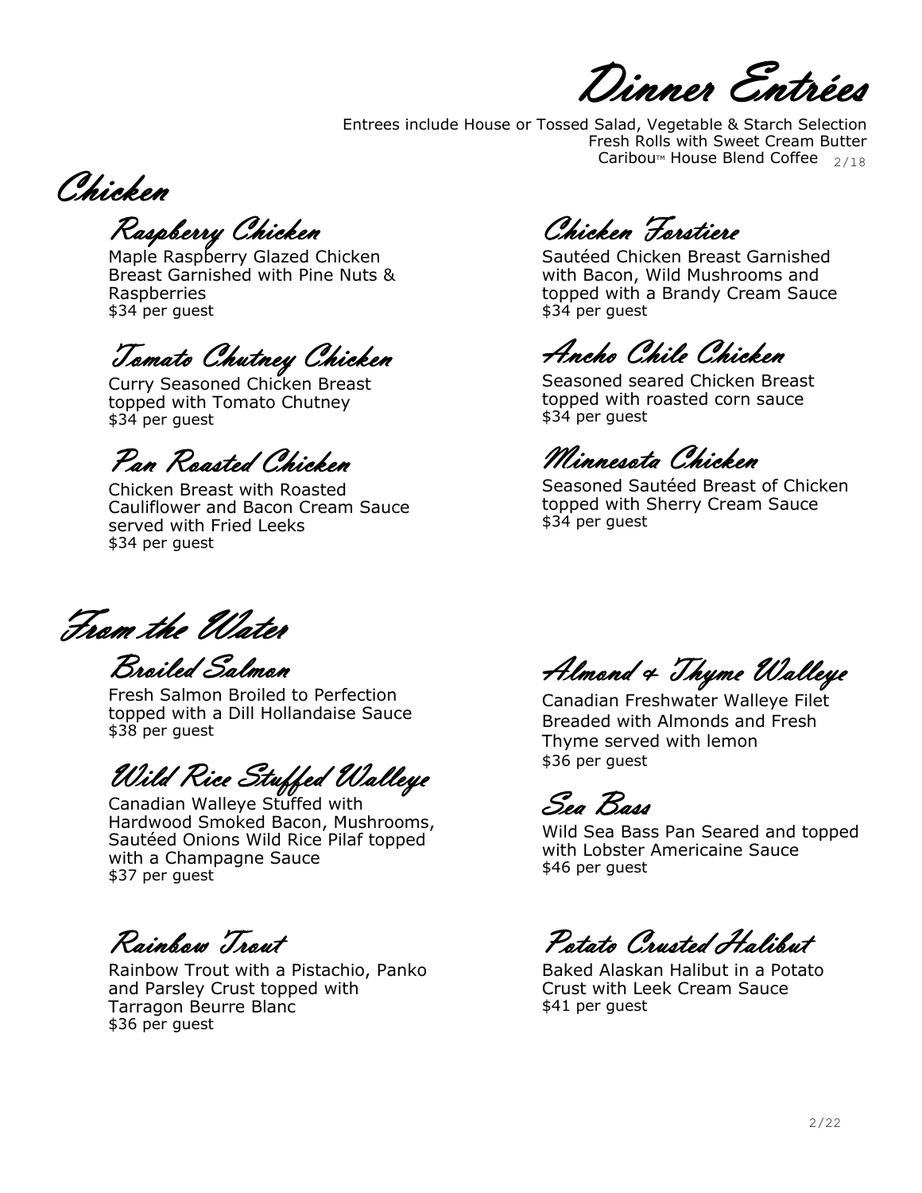# Dinner Entrées

Entrees include House or Tossed Salad, Vegetable & Starch Selection
Fresh Rolls with Sweet Cream Butter
Caribou™ House Blend Coffee 2/18

## Chicken

### Raspberry Chicken

Maple Raspberry Glazed Chicken Breast Garnished with Pine Nuts & Raspberries
$34 per guest

### Tomato Chutney Chicken

Curry Seasoned Chicken Breast topped with Tomato Chutney
$34 per guest

### Pan Roasted Chicken

Chicken Breast with Roasted Cauliflower and Bacon Cream Sauce served with Fried Leeks
$34 per guest

### Chicken Forstiere

Sautéed Chicken Breast Garnished with Bacon, Wild Mushrooms and topped with a Brandy Cream Sauce
$34 per guest

### Ancho Chile Chicken

Seasoned seared Chicken Breast topped with roasted corn sauce
$34 per guest

### Minnesota Chicken

Seasoned Sautéed Breast of Chicken topped with Sherry Cream Sauce
$34 per guest

## From the Water

### Broiled Salmon

Fresh Salmon Broiled to Perfection topped with a Dill Hollandaise Sauce
$38 per guest

### Wild Rice Stuffed Walleye

Canadian Walleye Stuffed with Hardwood Smoked Bacon, Mushrooms, Sautéed Onions Wild Rice Pilaf topped with a Champagne Sauce
$37 per guest

### Rainbow Trout

Rainbow Trout with a Pistachio, Panko and Parsley Crust topped with Tarragon Beurre Blanc
$36 per guest

### Almond & Thyme Walleye

Canadian Freshwater Walleye Filet Breaded with Almonds and Fresh Thyme served with lemon
$36 per guest

### Sea Bass

Wild Sea Bass Pan Seared and topped with Lobster Americaine Sauce
$46 per guest

### Potato Crusted Halibut

Baked Alaskan Halibut in a Potato Crust with Leek Cream Sauce
$41 per guest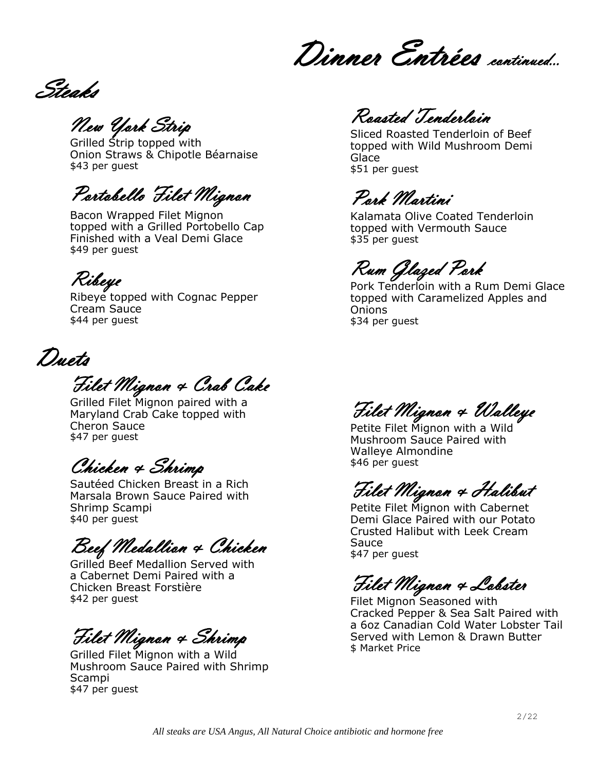# Dinner Entrées *continued...*

## Steaks

### New York Strip

Grilled Strip topped with
Onion Straws & Chipotle Béarnaise
$43 per guest

### Portobello Filet Mignon

Bacon Wrapped Filet Mignon
topped with a Grilled Portobello Cap
Finished with a Veal Demi Glace
$49 per guest

### Ribeye

Ribeye topped with Cognac Pepper
Cream Sauce
$44 per guest

### Roasted Tenderloin

Sliced Roasted Tenderloin of Beef
topped with Wild Mushroom Demi
Glace
$51 per guest

### Pork Martini

Kalamata Olive Coated Tenderloin
topped with Vermouth Sauce
$35 per guest

### Rum Glazed Pork

Pork Tenderloin with a Rum Demi Glace
topped with Caramelized Apples and
Onions
$34 per guest

## Duets

### Filet Mignon & Crab Cake

Grilled Filet Mignon paired with a
Maryland Crab Cake topped with
Cheron Sauce
$47 per guest

### Chicken & Shrimp

Sautéed Chicken Breast in a Rich
Marsala Brown Sauce Paired with
Shrimp Scampi
$40 per guest

### Beef Medallion & Chicken

Grilled Beef Medallion Served with
a Cabernet Demi Paired with a
Chicken Breast Forstière
$42 per guest

### Filet Mignon & Shrimp

Grilled Filet Mignon with a Wild
Mushroom Sauce Paired with Shrimp
Scampi
$47 per guest

### Filet Mignon & Walleye

Petite Filet Mignon with a Wild
Mushroom Sauce Paired with
Walleye Almondine
$46 per guest

### Filet Mignon & Halibut

Petite Filet Mignon with Cabernet
Demi Glace Paired with our Potato
Crusted Halibut with Leek Cream
Sauce
$47 per guest

### Filet Mignon & Lobster

Filet Mignon Seasoned with
Cracked Pepper & Sea Salt Paired with
a 6oz Canadian Cold Water Lobster Tail
Served with Lemon & Drawn Butter
$ Market Price

2/22

*All steaks are USA Angus, All Natural Choice antibiotic and hormone free*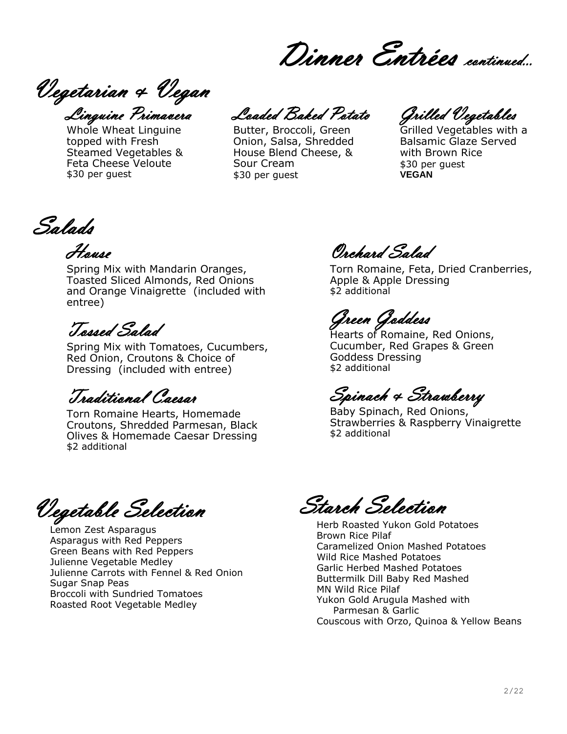# Dinner Entrées continued...

## Vegetarian & Vegan

### Linguine Primavera

Whole Wheat Linguine topped with Fresh Steamed Vegetables & Feta Cheese Veloute
$30 per guest

### Loaded Baked Potato

Butter, Broccoli, Green Onion, Salsa, Shredded House Blend Cheese, & Sour Cream
$30 per guest

### Grilled Vegetables

Grilled Vegetables with a Balsamic Glaze Served with Brown Rice
$30 per guest
**VEGAN**

## Salads

### House

Spring Mix with Mandarin Oranges, Toasted Sliced Almonds, Red Onions and Orange Vinaigrette (included with entree)

### Tossed Salad

Spring Mix with Tomatoes, Cucumbers, Red Onion, Croutons & Choice of Dressing (included with entree)

### Traditional Caesar

Torn Romaine Hearts, Homemade Croutons, Shredded Parmesan, Black Olives & Homemade Caesar Dressing
$2 additional

### Orchard Salad

Torn Romaine, Feta, Dried Cranberries, Apple & Apple Dressing
$2 additional

### Green Goddess

Hearts of Romaine, Red Onions, Cucumber, Red Grapes & Green Goddess Dressing
$2 additional

### Spinach & Strawberry

Baby Spinach, Red Onions, Strawberries & Raspberry Vinaigrette
$2 additional

## Vegetable Selection

Lemon Zest Asparagus
Asparagus with Red Peppers
Green Beans with Red Peppers
Julienne Vegetable Medley
Julienne Carrots with Fennel & Red Onion
Sugar Snap Peas
Broccoli with Sundried Tomatoes
Roasted Root Vegetable Medley

## Starch Selection

Herb Roasted Yukon Gold Potatoes
Brown Rice Pilaf
Caramelized Onion Mashed Potatoes
Wild Rice Mashed Potatoes
Garlic Herbed Mashed Potatoes
Buttermilk Dill Baby Red Mashed
MN Wild Rice Pilaf
Yukon Gold Arugula Mashed with Parmesan & Garlic
Couscous with Orzo, Quinoa & Yellow Beans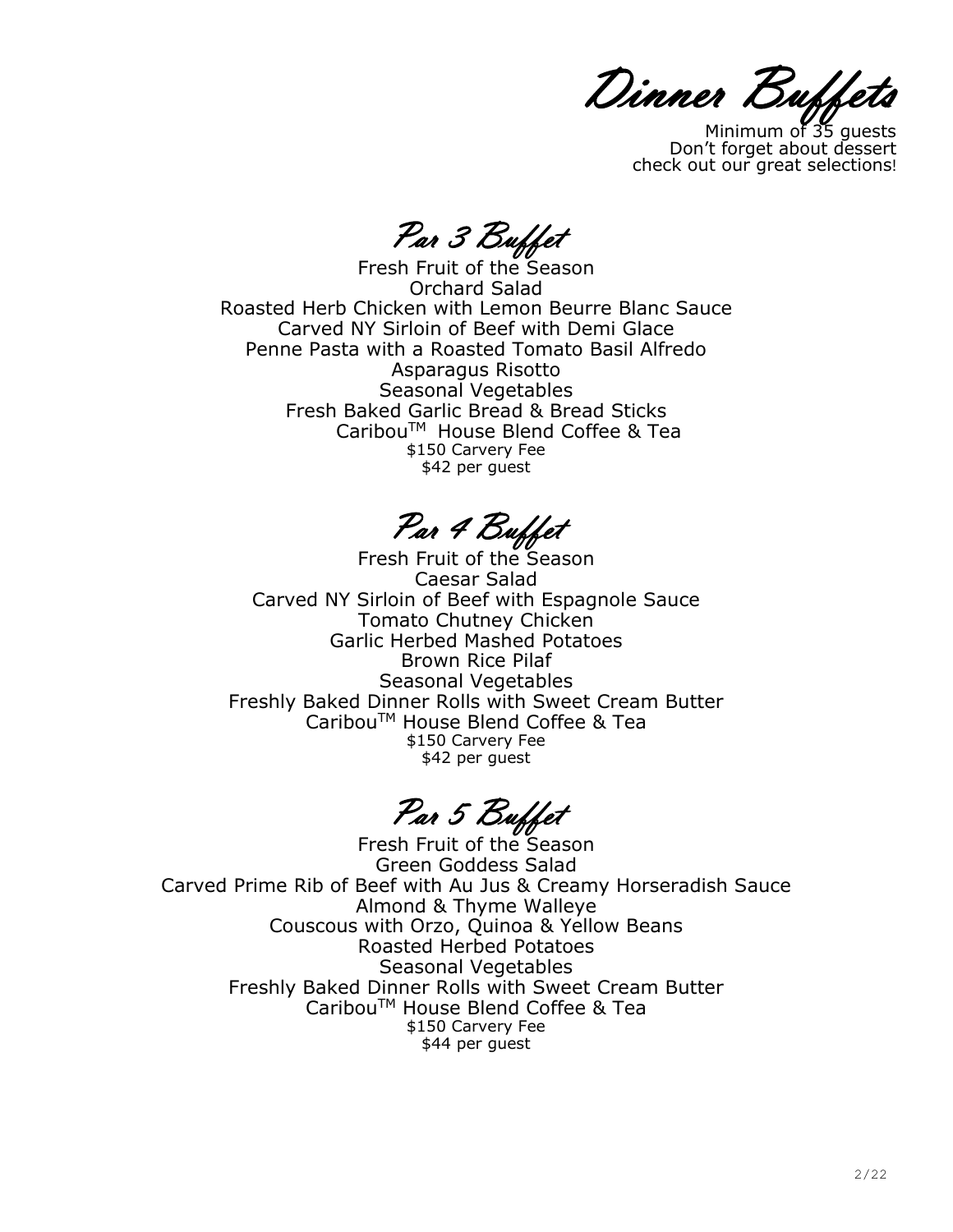# Dinner Buffets

Minimum of 35 guests
Don't forget about dessert
check out our great selections!

## Par 3 Buffet

Fresh Fruit of the Season
Orchard Salad
Roasted Herb Chicken with Lemon Beurre Blanc Sauce
Carved NY Sirloin of Beef with Demi Glace
Penne Pasta with a Roasted Tomato Basil Alfredo
Asparagus Risotto
Seasonal Vegetables
Fresh Baked Garlic Bread & Bread Sticks
Caribou™ House Blend Coffee & Tea
$150 Carvery Fee
$42 per guest

## Par 4 Buffet

Fresh Fruit of the Season
Caesar Salad
Carved NY Sirloin of Beef with Espagnole Sauce
Tomato Chutney Chicken
Garlic Herbed Mashed Potatoes
Brown Rice Pilaf
Seasonal Vegetables
Freshly Baked Dinner Rolls with Sweet Cream Butter
Caribou™ House Blend Coffee & Tea
$150 Carvery Fee
$42 per guest

## Par 5 Buffet

Fresh Fruit of the Season
Green Goddess Salad
Carved Prime Rib of Beef with Au Jus & Creamy Horseradish Sauce
Almond & Thyme Walleye
Couscous with Orzo, Quinoa & Yellow Beans
Roasted Herbed Potatoes
Seasonal Vegetables
Freshly Baked Dinner Rolls with Sweet Cream Butter
Caribou™ House Blend Coffee & Tea
$150 Carvery Fee
$44 per guest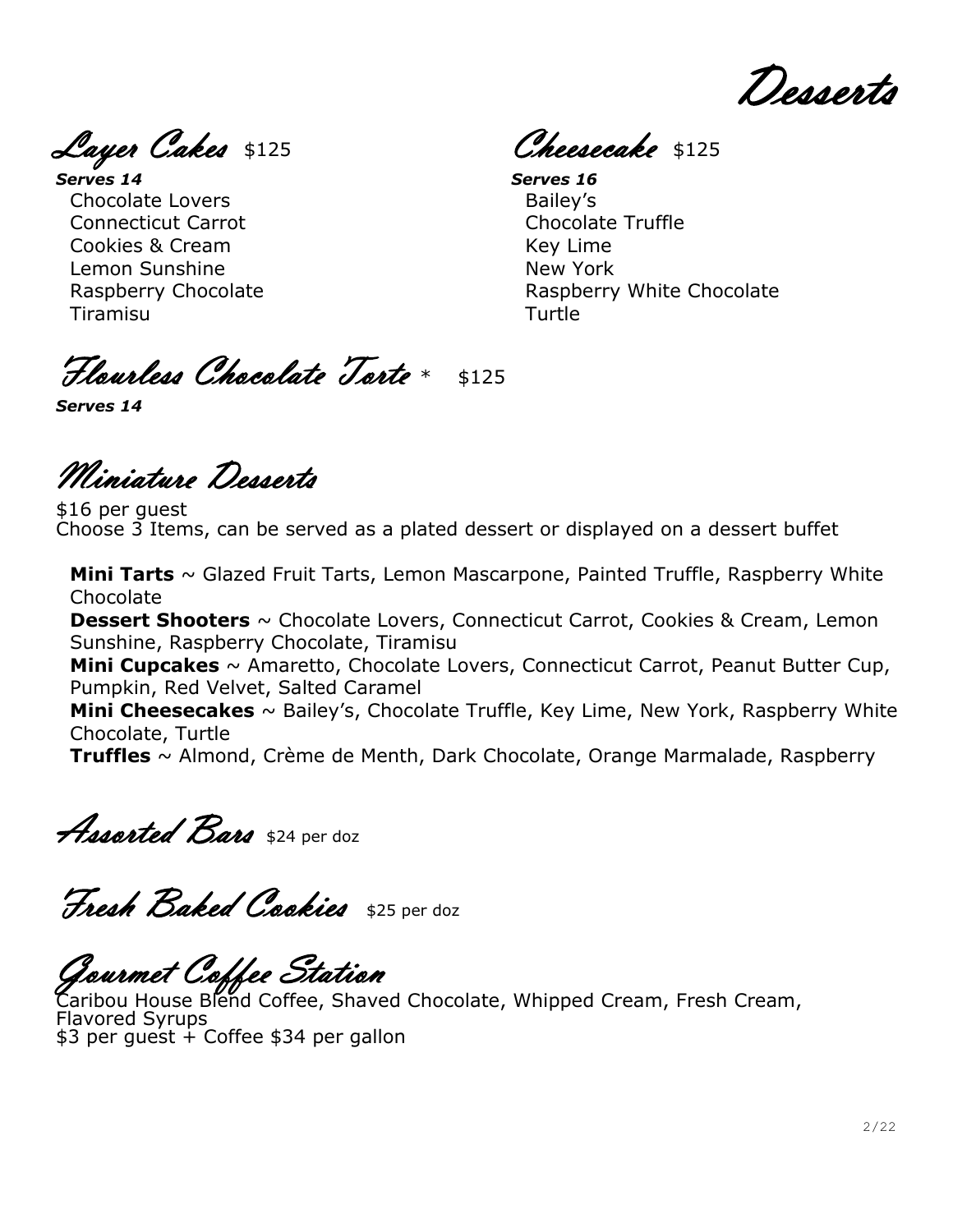# Desserts

## Layer Cakes $125

***Serves 14***

Chocolate Lovers
Connecticut Carrot
Cookies & Cream
Lemon Sunshine
Raspberry Chocolate
Tiramisu

## Cheesecake $125

***Serves 16***

Bailey's
Chocolate Truffle
Key Lime
New York
Raspberry White Chocolate
Turtle

## Flourless Chocolate Torte * $125

***Serves 14***

## Miniature Desserts

$16 per guest
Choose 3 Items, can be served as a plated dessert or displayed on a dessert buffet

**Mini Tarts** ~ Glazed Fruit Tarts, Lemon Mascarpone, Painted Truffle, Raspberry White Chocolate
**Dessert Shooters** ~ Chocolate Lovers, Connecticut Carrot, Cookies & Cream, Lemon Sunshine, Raspberry Chocolate, Tiramisu
**Mini Cupcakes** ~ Amaretto, Chocolate Lovers, Connecticut Carrot, Peanut Butter Cup, Pumpkin, Red Velvet, Salted Caramel
**Mini Cheesecakes** ~ Bailey's, Chocolate Truffle, Key Lime, New York, Raspberry White Chocolate, Turtle
**Truffles** ~ Almond, Crème de Menth, Dark Chocolate, Orange Marmalade, Raspberry

## Assorted Bars $24 per doz

## Fresh Baked Cookies $25 per doz

## Gourmet Coffee Station

Caribou House Blend Coffee, Shaved Chocolate, Whipped Cream, Fresh Cream, Flavored Syrups
$3 per guest + Coffee $34 per gallon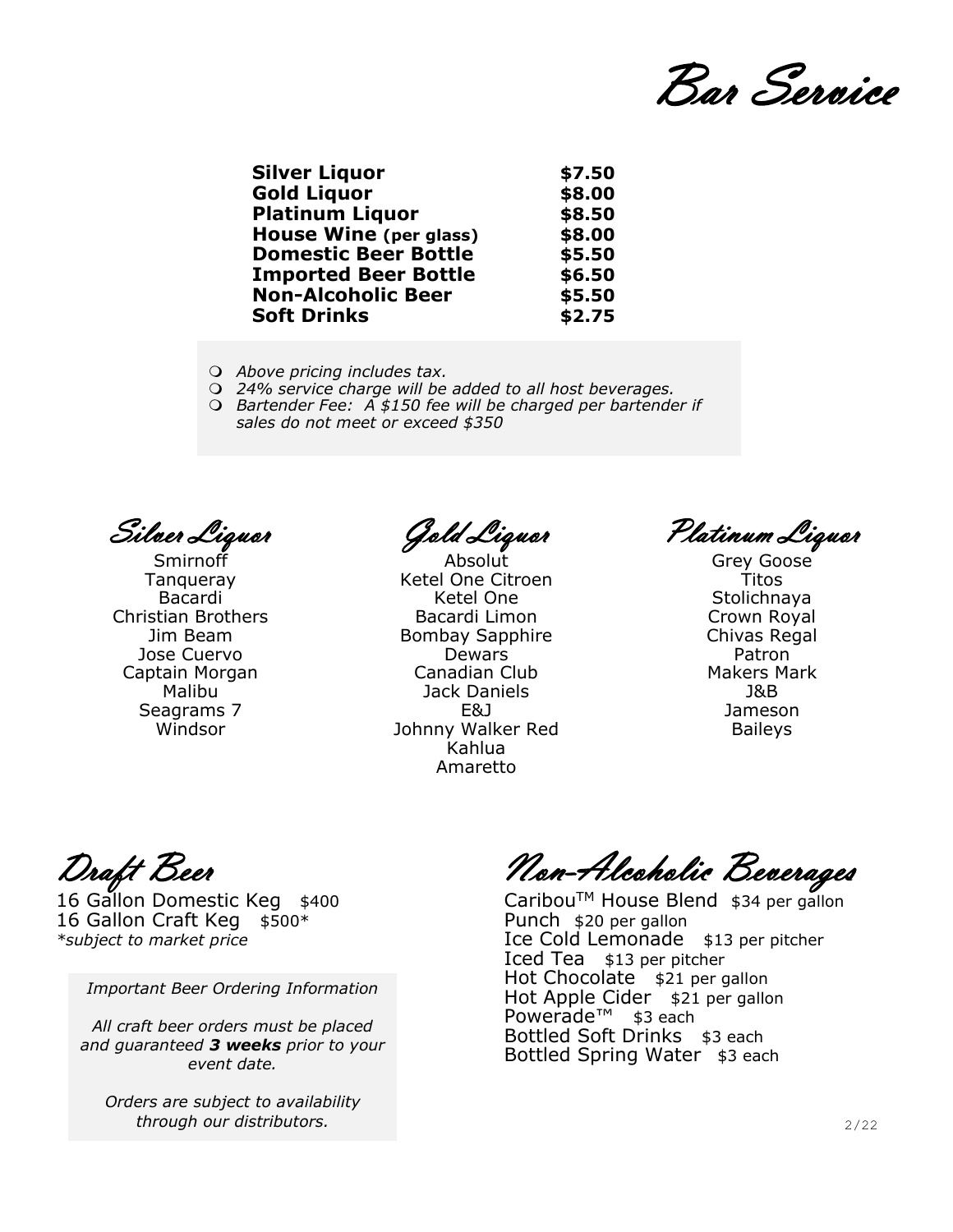# Bar Service

| | |
|---|---|
| **Silver Liquor** | **$7.50** |
| **Gold Liquor** | **$8.00** |
| **Platinum Liquor** | **$8.50** |
| **House Wine (per glass)** | **$8.00** |
| **Domestic Beer Bottle** | **$5.50** |
| **Imported Beer Bottle** | **$6.50** |
| **Non-Alcoholic Beer** | **$5.50** |
| **Soft Drinks** | **$2.75** |

- *Above pricing includes tax.*
- *24% service charge will be added to all host beverages.*
- *Bartender Fee: A $150 fee will be charged per bartender if sales do not meet or exceed $350*

## Silver Liquor

Smirnoff
Tanqueray
Bacardi
Christian Brothers
Jim Beam
Jose Cuervo
Captain Morgan
Malibu
Seagrams 7
Windsor

## Gold Liquor

Absolut
Ketel One Citroen
Ketel One
Bacardi Limon
Bombay Sapphire
Dewars
Canadian Club
Jack Daniels
E&J
Johnny Walker Red
Kahlua
Amaretto

## Platinum Liquor

Grey Goose
Titos
Stolichnaya
Crown Royal
Chivas Regal
Patron
Makers Mark
J&B
Jameson
Baileys

## Draft Beer

16 Gallon Domestic Keg $400
16 Gallon Craft Keg $500*
*subject to market price*

*Important Beer Ordering Information*

*All craft beer orders must be placed and guaranteed **3 weeks** prior to your event date.*

*Orders are subject to availability through our distributors.*

## Non-Alcoholic Beverages

Caribou™ House Blend $34 per gallon
Punch $20 per gallon
Ice Cold Lemonade $13 per pitcher
Iced Tea $13 per pitcher
Hot Chocolate $21 per gallon
Hot Apple Cider $21 per gallon
Powerade™ $3 each
Bottled Soft Drinks $3 each
Bottled Spring Water $3 each

2/22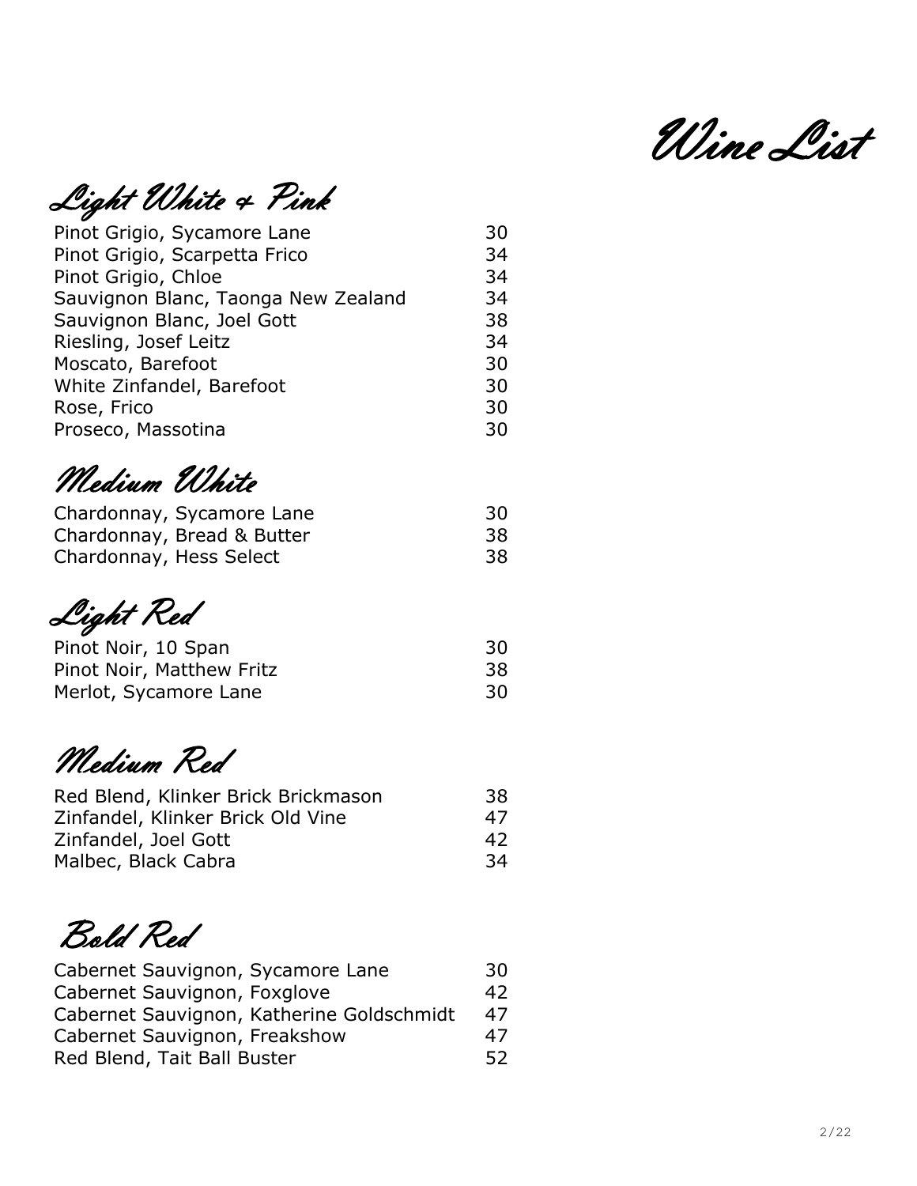# Wine List

## Light White & Pink

| | |
|---|---|
| Pinot Grigio, Sycamore Lane | 30 |
| Pinot Grigio, Scarpetta Frico | 34 |
| Pinot Grigio, Chloe | 34 |
| Sauvignon Blanc, Taonga New Zealand | 34 |
| Sauvignon Blanc, Joel Gott | 38 |
| Riesling, Josef Leitz | 34 |
| Moscato, Barefoot | 30 |
| White Zinfandel, Barefoot | 30 |
| Rose, Frico | 30 |
| Proseco, Massotina | 30 |

## Medium White

| | |
|---|---|
| Chardonnay, Sycamore Lane | 30 |
| Chardonnay, Bread & Butter | 38 |
| Chardonnay, Hess Select | 38 |

## Light Red

| | |
|---|---|
| Pinot Noir, 10 Span | 30 |
| Pinot Noir, Matthew Fritz | 38 |
| Merlot, Sycamore Lane | 30 |

## Medium Red

| | |
|---|---|
| Red Blend, Klinker Brick Brickmason | 38 |
| Zinfandel, Klinker Brick Old Vine | 47 |
| Zinfandel, Joel Gott | 42 |
| Malbec, Black Cabra | 34 |

## Bold Red

| | |
|---|---|
| Cabernet Sauvignon, Sycamore Lane | 30 |
| Cabernet Sauvignon, Foxglove | 42 |
| Cabernet Sauvignon, Katherine Goldschmidt | 47 |
| Cabernet Sauvignon, Freakshow | 47 |
| Red Blend, Tait Ball Buster | 52 |

2/22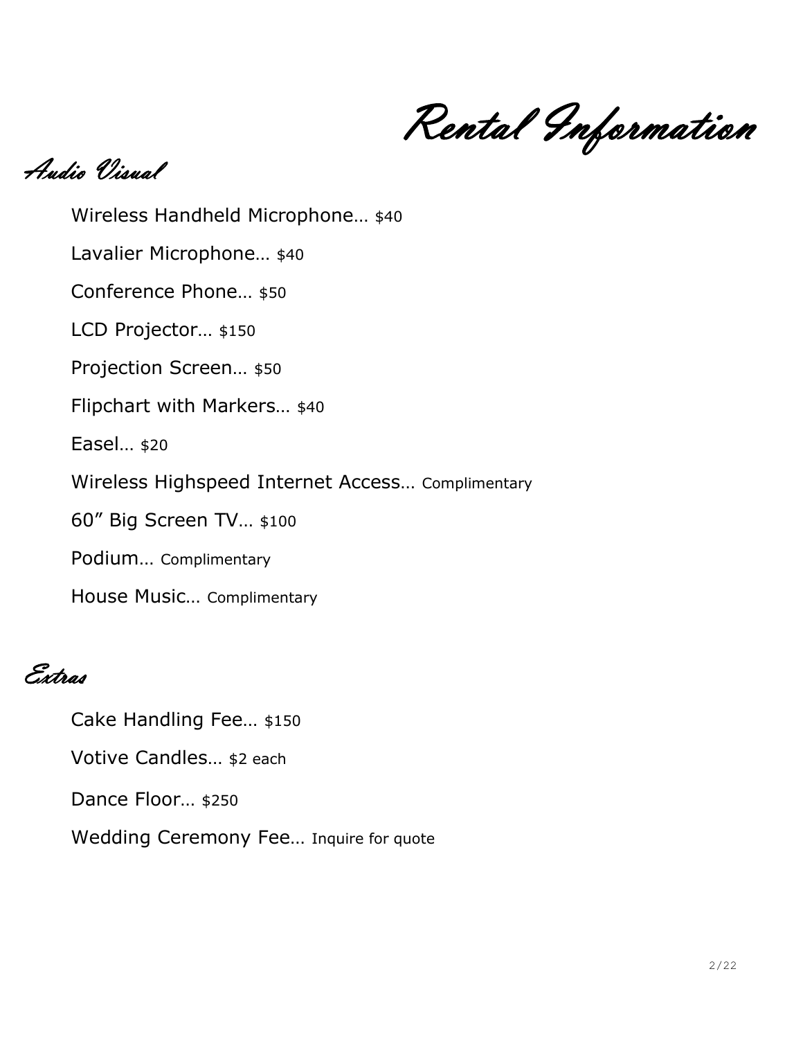# Rental Information

## Audio Visual

Wireless Handheld Microphone… $40

Lavalier Microphone… $40

Conference Phone… $50

LCD Projector… $150

Projection Screen… $50

Flipchart with Markers… $40

Easel… $20

Wireless Highspeed Internet Access… Complimentary

60” Big Screen TV… $100

Podium… Complimentary

House Music… Complimentary

## Extras

Cake Handling Fee… $150

Votive Candles… $2 each

Dance Floor… $250

Wedding Ceremony Fee… Inquire for quote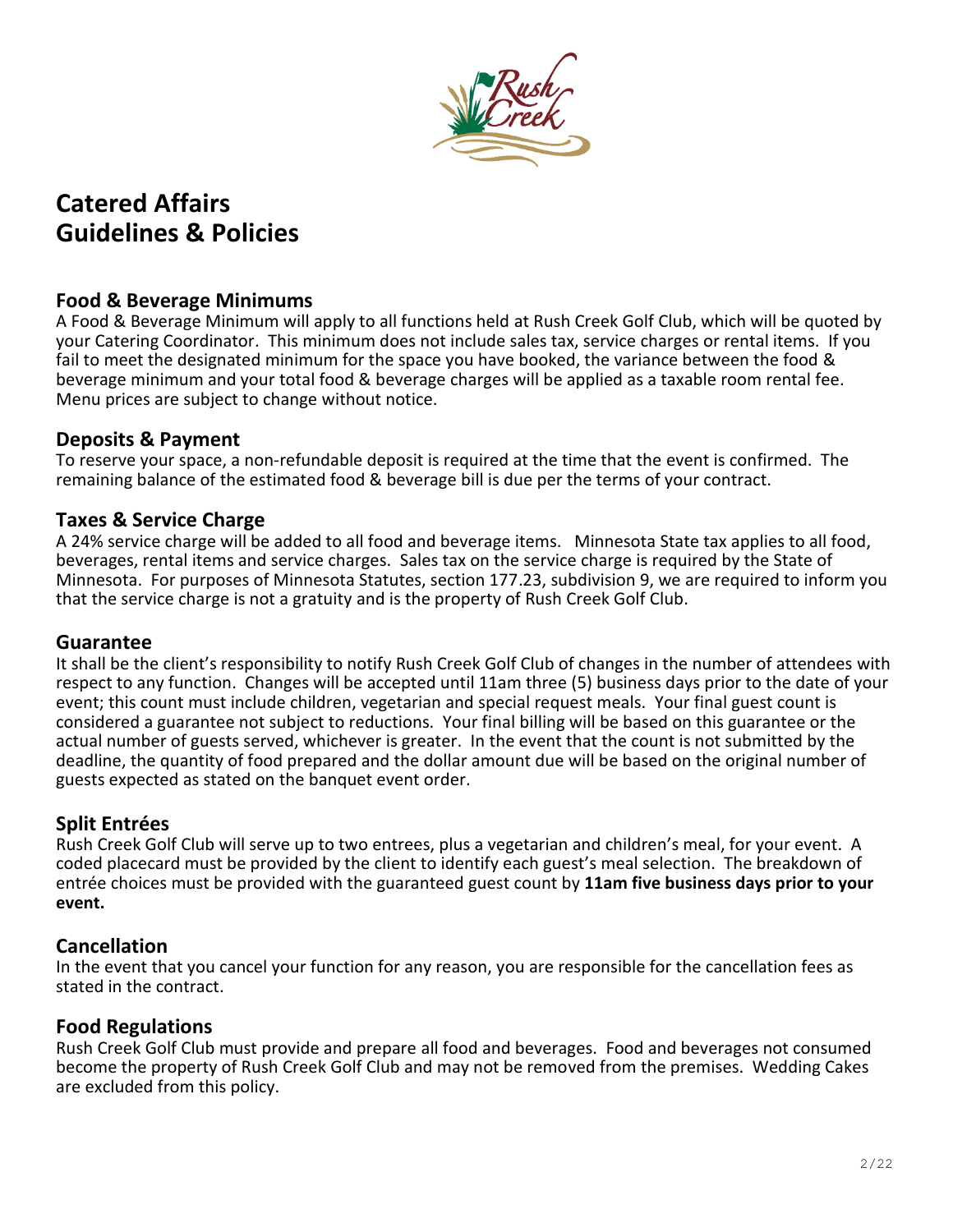# Catered Affairs Guidelines & Policies

## Food & Beverage Minimums

A Food & Beverage Minimum will apply to all functions held at Rush Creek Golf Club, which will be quoted by your Catering Coordinator. This minimum does not include sales tax, service charges or rental items. If you fail to meet the designated minimum for the space you have booked, the variance between the food & beverage minimum and your total food & beverage charges will be applied as a taxable room rental fee. Menu prices are subject to change without notice.

## Deposits & Payment

To reserve your space, a non-refundable deposit is required at the time that the event is confirmed. The remaining balance of the estimated food & beverage bill is due per the terms of your contract.

## Taxes & Service Charge

A 24% service charge will be added to all food and beverage items. Minnesota State tax applies to all food, beverages, rental items and service charges. Sales tax on the service charge is required by the State of Minnesota. For purposes of Minnesota Statutes, section 177.23, subdivision 9, we are required to inform you that the service charge is not a gratuity and is the property of Rush Creek Golf Club.

## Guarantee

It shall be the client's responsibility to notify Rush Creek Golf Club of changes in the number of attendees with respect to any function. Changes will be accepted until 11am three (5) business days prior to the date of your event; this count must include children, vegetarian and special request meals. Your final guest count is considered a guarantee not subject to reductions. Your final billing will be based on this guarantee or the actual number of guests served, whichever is greater. In the event that the count is not submitted by the deadline, the quantity of food prepared and the dollar amount due will be based on the original number of guests expected as stated on the banquet event order.

## Split Entrées

Rush Creek Golf Club will serve up to two entrees, plus a vegetarian and children's meal, for your event. A coded placecard must be provided by the client to identify each guest's meal selection. The breakdown of entrée choices must be provided with the guaranteed guest count by **11am five business days prior to your event.**

## Cancellation

In the event that you cancel your function for any reason, you are responsible for the cancellation fees as stated in the contract.

## Food Regulations

Rush Creek Golf Club must provide and prepare all food and beverages. Food and beverages not consumed become the property of Rush Creek Golf Club and may not be removed from the premises. Wedding Cakes are excluded from this policy.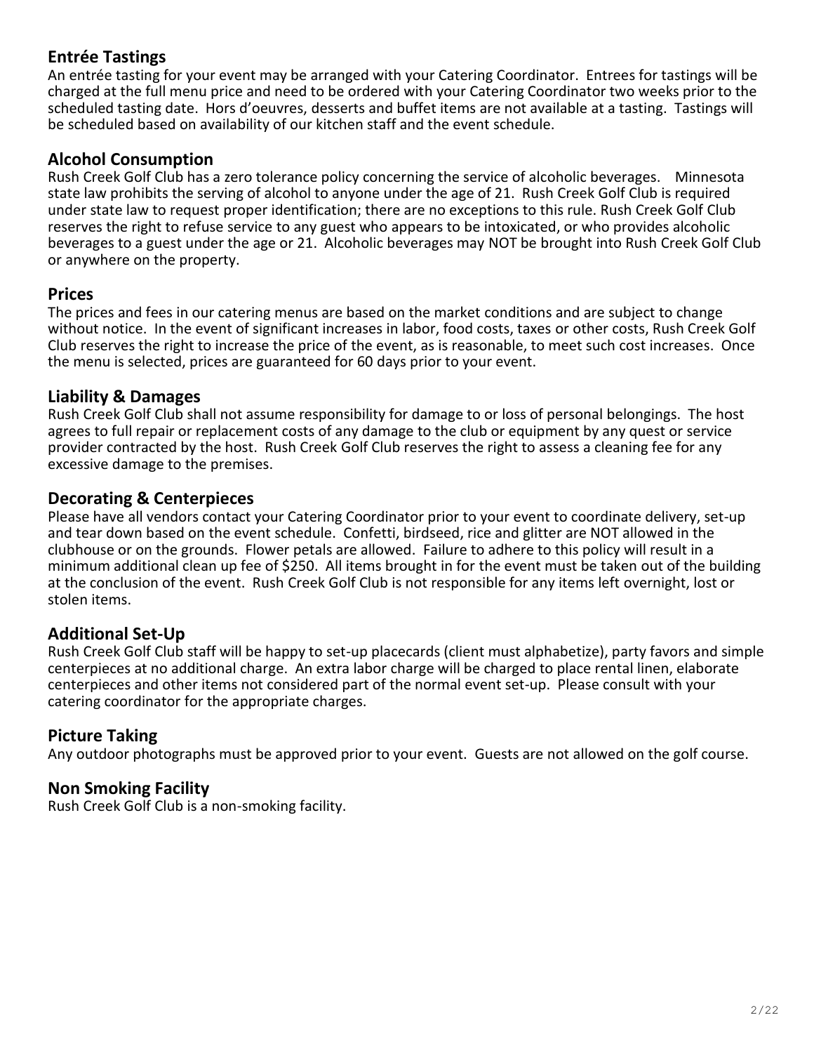## Entrée Tastings

An entrée tasting for your event may be arranged with your Catering Coordinator. Entrees for tastings will be charged at the full menu price and need to be ordered with your Catering Coordinator two weeks prior to the scheduled tasting date. Hors d'oeuvres, desserts and buffet items are not available at a tasting. Tastings will be scheduled based on availability of our kitchen staff and the event schedule.

## Alcohol Consumption

Rush Creek Golf Club has a zero tolerance policy concerning the service of alcoholic beverages. Minnesota state law prohibits the serving of alcohol to anyone under the age of 21. Rush Creek Golf Club is required under state law to request proper identification; there are no exceptions to this rule. Rush Creek Golf Club reserves the right to refuse service to any guest who appears to be intoxicated, or who provides alcoholic beverages to a guest under the age or 21. Alcoholic beverages may NOT be brought into Rush Creek Golf Club or anywhere on the property.

## Prices

The prices and fees in our catering menus are based on the market conditions and are subject to change without notice. In the event of significant increases in labor, food costs, taxes or other costs, Rush Creek Golf Club reserves the right to increase the price of the event, as is reasonable, to meet such cost increases. Once the menu is selected, prices are guaranteed for 60 days prior to your event.

## Liability & Damages

Rush Creek Golf Club shall not assume responsibility for damage to or loss of personal belongings. The host agrees to full repair or replacement costs of any damage to the club or equipment by any quest or service provider contracted by the host. Rush Creek Golf Club reserves the right to assess a cleaning fee for any excessive damage to the premises.

## Decorating & Centerpieces

Please have all vendors contact your Catering Coordinator prior to your event to coordinate delivery, set-up and tear down based on the event schedule. Confetti, birdseed, rice and glitter are NOT allowed in the clubhouse or on the grounds. Flower petals are allowed. Failure to adhere to this policy will result in a minimum additional clean up fee of $250. All items brought in for the event must be taken out of the building at the conclusion of the event. Rush Creek Golf Club is not responsible for any items left overnight, lost or stolen items.

## Additional Set-Up

Rush Creek Golf Club staff will be happy to set-up placecards (client must alphabetize), party favors and simple centerpieces at no additional charge. An extra labor charge will be charged to place rental linen, elaborate centerpieces and other items not considered part of the normal event set-up. Please consult with your catering coordinator for the appropriate charges.

## Picture Taking

Any outdoor photographs must be approved prior to your event. Guests are not allowed on the golf course.

## Non Smoking Facility

Rush Creek Golf Club is a non-smoking facility.